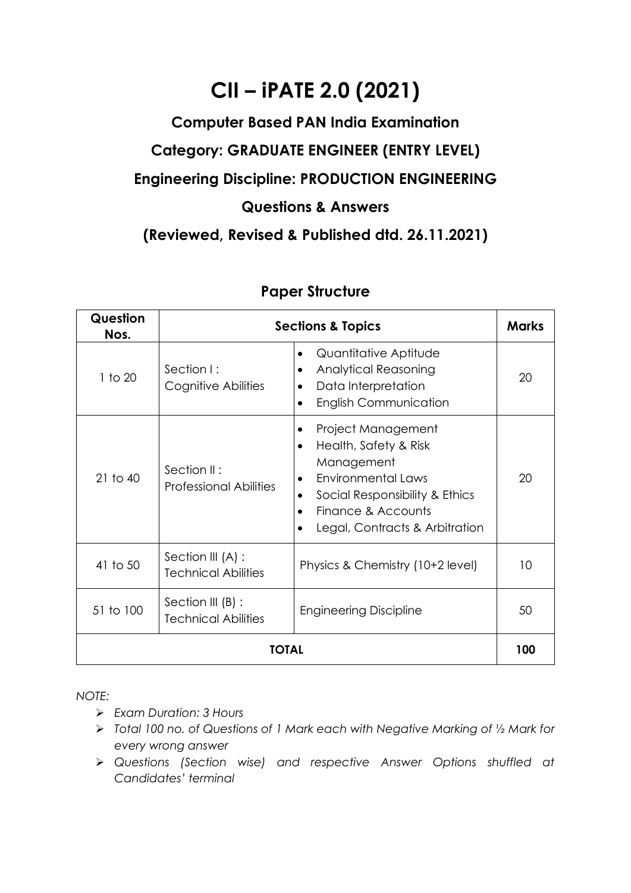# CII – iPATE 2.0 (2021)

## Computer Based PAN India Examination

## Category: GRADUATE ENGINEER (ENTRY LEVEL)

## Engineering Discipline: PRODUCTION ENGINEERING

## Questions & Answers

## (Reviewed, Revised & Published dtd. 26.11.2021)

### Paper Structure

| Question Nos. | Sections & Topics | | Marks |
|---|---|---|---|
| 1 to 20 | Section I : Cognitive Abilities | • Quantitative Aptitude<br>• Analytical Reasoning<br>• Data Interpretation<br>• English Communication | 20 |
| 21 to 40 | Section II : Professional Abilities | • Project Management<br>• Health, Safety & Risk Management<br>• Environmental Laws<br>• Social Responsibility & Ethics<br>• Finance & Accounts<br>• Legal, Contracts & Arbitration | 20 |
| 41 to 50 | Section III (A) : Technical Abilities | Physics & Chemistry (10+2 level) | 10 |
| 51 to 100 | Section III (B) : Technical Abilities | Engineering Discipline | 50 |
| **TOTAL** | | | **100** |

*NOTE:*

- *Exam Duration: 3 Hours*
- *Total 100 no. of Questions of 1 Mark each with Negative Marking of ½ Mark for every wrong answer*
- *Questions (Section wise) and respective Answer Options shuffled at Candidates' terminal*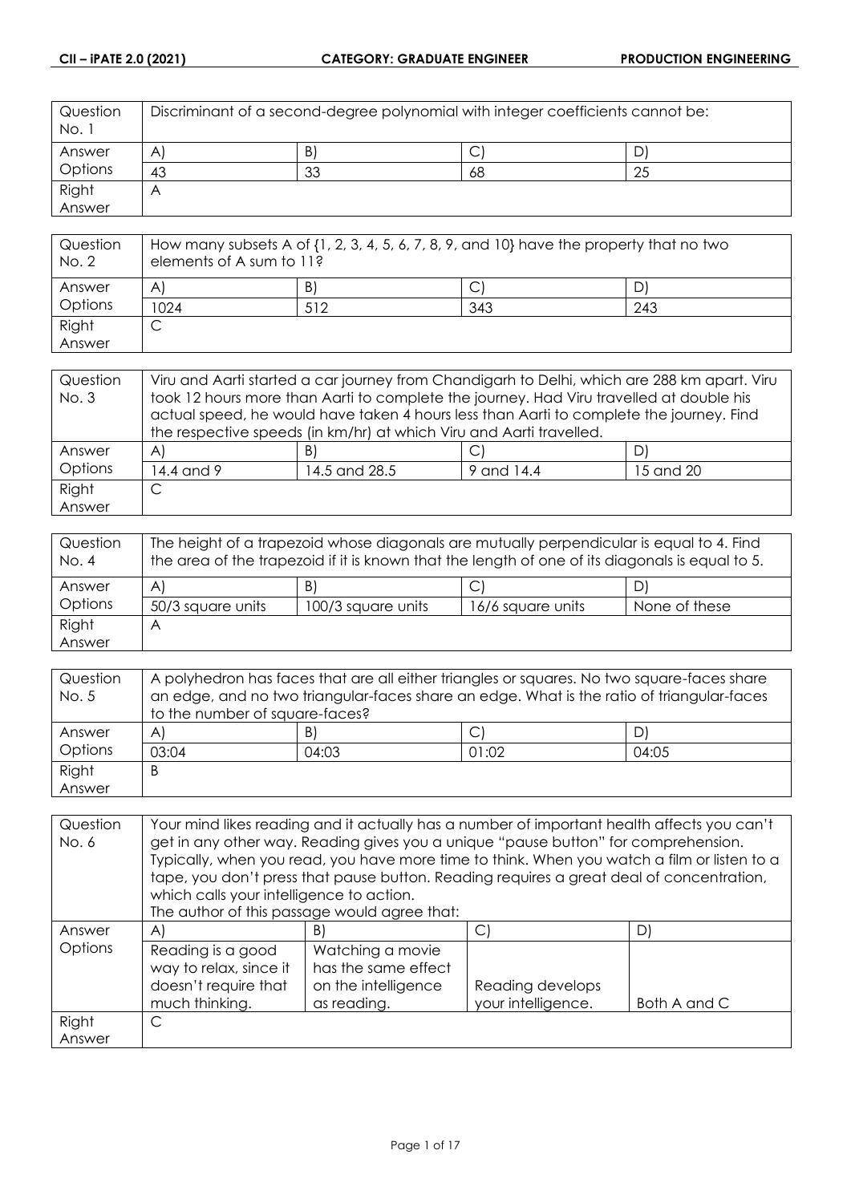| Question No. 1 | Discriminant of a second-degree polynomial with integer coefficients cannot be: | | | |
|---|---|---|---|---|
| Answer Options | A) | B) | C) | D) |
| | 43 | 33 | 68 | 25 |
| Right Answer | A | | | |

| Question No. 2 | How many subsets A of {1, 2, 3, 4, 5, 6, 7, 8, 9, and 10} have the property that no two elements of A sum to 11? | | | |
|---|---|---|---|---|
| Answer Options | A) | B) | C) | D) |
| | 1024 | 512 | 343 | 243 |
| Right Answer | C | | | |

| Question No. 3 | Viru and Aarti started a car journey from Chandigarh to Delhi, which are 288 km apart. Viru took 12 hours more than Aarti to complete the journey. Had Viru travelled at double his actual speed, he would have taken 4 hours less than Aarti to complete the journey. Find the respective speeds (in km/hr) at which Viru and Aarti travelled. | | | |
|---|---|---|---|---|
| Answer Options | A) | B) | C) | D) |
| | 14.4 and 9 | 14.5 and 28.5 | 9 and 14.4 | 15 and 20 |
| Right Answer | C | | | |

| Question No. 4 | The height of a trapezoid whose diagonals are mutually perpendicular is equal to 4. Find the area of the trapezoid if it is known that the length of one of its diagonals is equal to 5. | | | |
|---|---|---|---|---|
| Answer Options | A) | B) | C) | D) |
| | 50/3 square units | 100/3 square units | 16/6 square units | None of these |
| Right Answer | A | | | |

| Question No. 5 | A polyhedron has faces that are all either triangles or squares. No two square-faces share an edge, and no two triangular-faces share an edge. What is the ratio of triangular-faces to the number of square-faces? | | | |
|---|---|---|---|---|
| Answer Options | A) | B) | C) | D) |
| | 03:04 | 04:03 | 01:02 | 04:05 |
| Right Answer | B | | | |

| Question No. 6 | Your mind likes reading and it actually has a number of important health affects you can't get in any other way. Reading gives you a unique "pause button" for comprehension. Typically, when you read, you have more time to think. When you watch a film or listen to a tape, you don't press that pause button. Reading requires a great deal of concentration, which calls your intelligence to action.<br>The author of this passage would agree that: | | | |
|---|---|---|---|---|
| Answer Options | A) | B) | C) | D) |
| | Reading is a good way to relax, since it doesn't require that much thinking. | Watching a movie has the same effect on the intelligence as reading. | Reading develops your intelligence. | Both A and C |
| Right Answer | C | | | |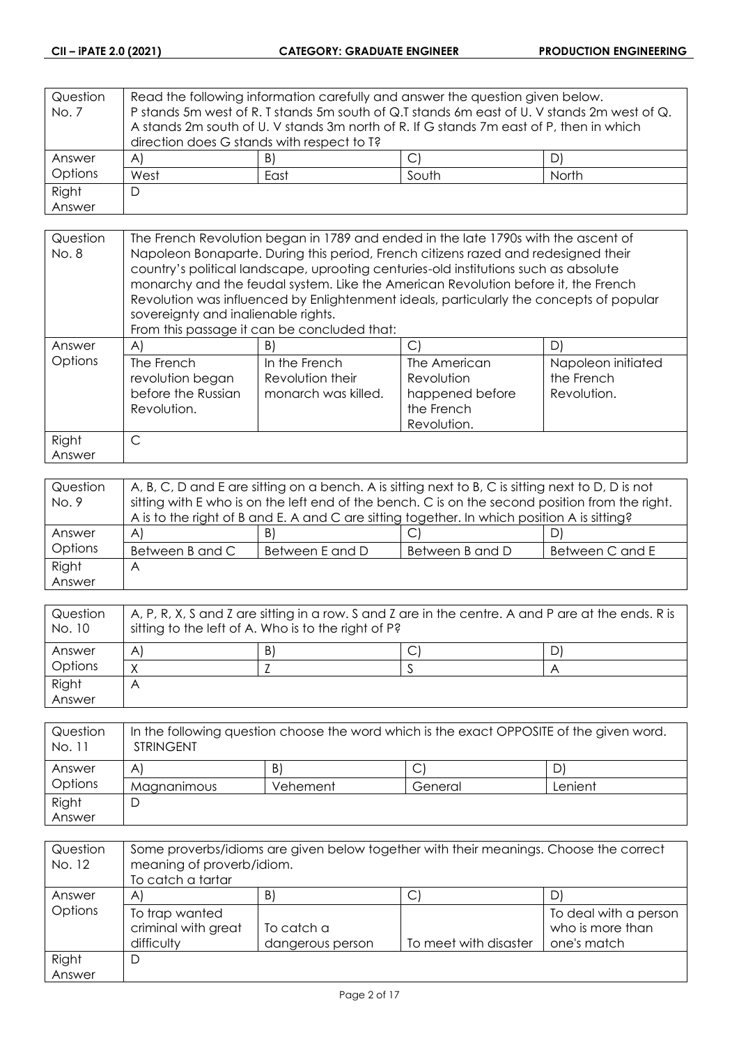| Question No. 7 | Read the following information carefully and answer the question given below. P stands 5m west of R. T stands 5m south of Q.T stands 6m east of U. V stands 2m west of Q. A stands 2m south of U. V stands 3m north of R. If G stands 7m east of P, then in which direction does G stands with respect to T? | | | |
|---|---|---|---|---|
| Answer Options | A) | B) | C) | D) |
| | West | East | South | North |
| Right Answer | D | | | |

| Question No. 8 | The French Revolution began in 1789 and ended in the late 1790s with the ascent of Napoleon Bonaparte. During this period, French citizens razed and redesigned their country's political landscape, uprooting centuries-old institutions such as absolute monarchy and the feudal system. Like the American Revolution before it, the French Revolution was influenced by Enlightenment ideals, particularly the concepts of popular sovereignty and inalienable rights. From this passage it can be concluded that: | | | |
|---|---|---|---|---|
| Answer Options | A) | B) | C) | D) |
| | The French revolution began before the Russian Revolution. | In the French Revolution their monarch was killed. | The American Revolution happened before the French Revolution. | Napoleon initiated the French Revolution. |
| Right Answer | C | | | |

| Question No. 9 | A, B, C, D and E are sitting on a bench. A is sitting next to B, C is sitting next to D, D is not sitting with E who is on the left end of the bench. C is on the second position from the right. A is to the right of B and E. A and C are sitting together. In which position A is sitting? | | | |
|---|---|---|---|---|
| Answer Options | A) | B) | C) | D) |
| | Between B and C | Between E and D | Between B and D | Between C and E |
| Right Answer | A | | | |

| Question No. 10 | A, P, R, X, S and Z are sitting in a row. S and Z are in the centre. A and P are at the ends. R is sitting to the left of A. Who is to the right of P? | | | |
|---|---|---|---|---|
| Answer Options | A) | B) | C) | D) |
| | X | Z | S | A |
| Right Answer | A | | | |

| Question No. 11 | In the following question choose the word which is the exact OPPOSITE of the given word. STRINGENT | | | |
|---|---|---|---|---|
| Answer Options | A) | B) | C) | D) |
| | Magnanimous | Vehement | General | Lenient |
| Right Answer | D | | | |

| Question No. 12 | Some proverbs/idioms are given below together with their meanings. Choose the correct meaning of proverb/idiom. To catch a tartar | | | |
|---|---|---|---|---|
| Answer Options | A) | B) | C) | D) |
| | To trap wanted criminal with great difficulty | To catch a dangerous person | To meet with disaster | To deal with a person who is more than one's match |
| Right Answer | D | | | |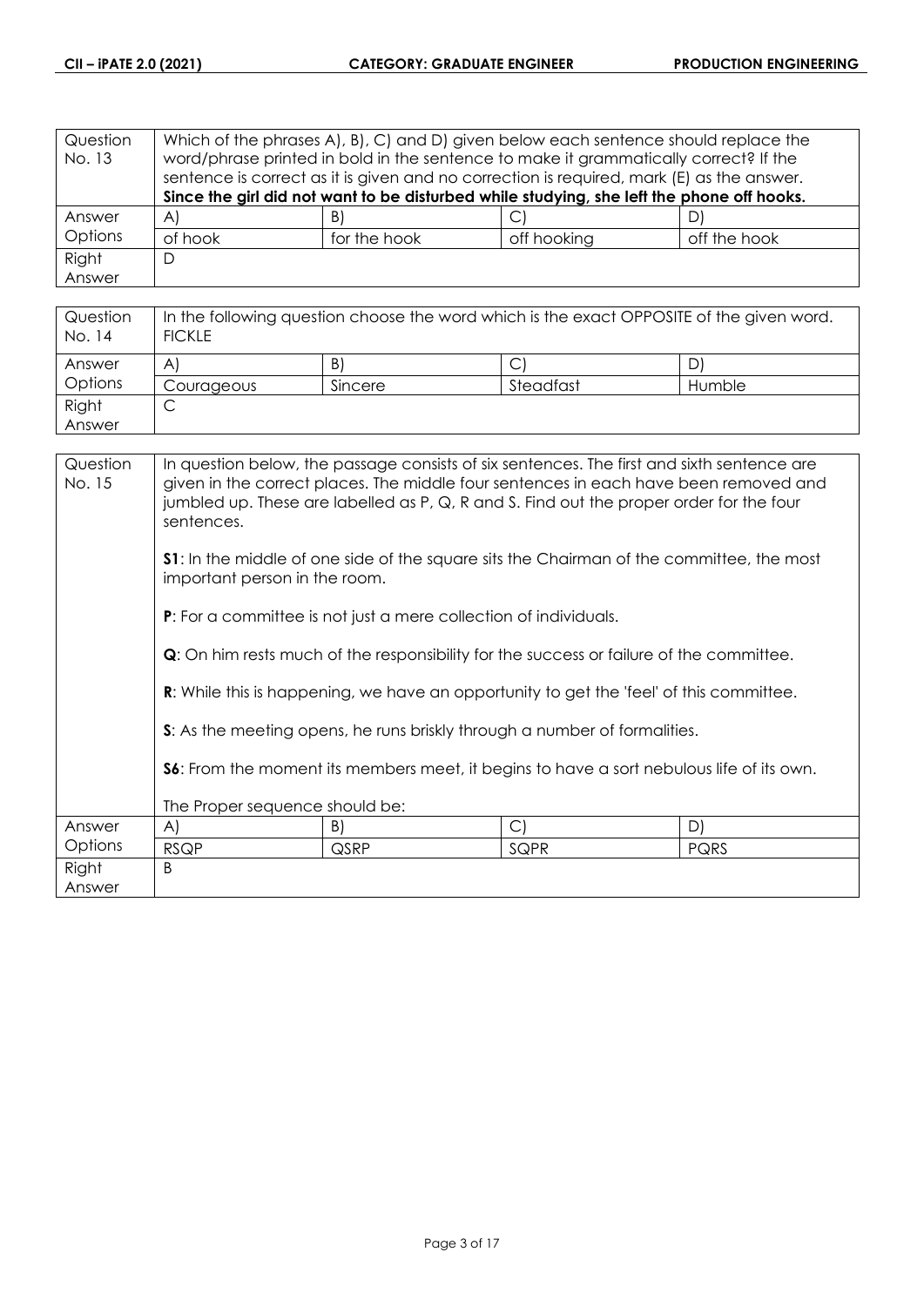| Question No. 13 | Which of the phrases A), B), C) and D) given below each sentence should replace the word/phrase printed in bold in the sentence to make it grammatically correct? If the sentence is correct as it is given and no correction is required, mark (E) as the answer. **Since the girl did not want to be disturbed while studying, she left the phone off hooks.** | | | |
|---|---|---|---|---|
| Answer Options | A) | B) | C) | D) |
| | of hook | for the hook | off hooking | off the hook |
| Right Answer | D | | | |

| Question No. 14 | In the following question choose the word which is the exact OPPOSITE of the given word. FICKLE | | | |
|---|---|---|---|---|
| Answer Options | A) | B) | C) | D) |
| | Courageous | Sincere | Steadfast | Humble |
| Right Answer | C | | | |

| Question No. 15 | In question below, the passage consists of six sentences. The first and sixth sentence are given in the correct places. The middle four sentences in each have been removed and jumbled up. These are labelled as P, Q, R and S. Find out the proper order for the four sentences.<br><br>**S1**: In the middle of one side of the square sits the Chairman of the committee, the most important person in the room.<br><br>**P**: For a committee is not just a mere collection of individuals.<br><br>**Q**: On him rests much of the responsibility for the success or failure of the committee.<br><br>**R**: While this is happening, we have an opportunity to get the 'feel' of this committee.<br><br>**S**: As the meeting opens, he runs briskly through a number of formalities.<br><br>**S6**: From the moment its members meet, it begins to have a sort nebulous life of its own.<br><br>The Proper sequence should be: | | | |
|---|---|---|---|---|
| Answer Options | A) | B) | C) | D) |
| | RSQP | QSRP | SQPR | PQRS |
| Right Answer | B | | | |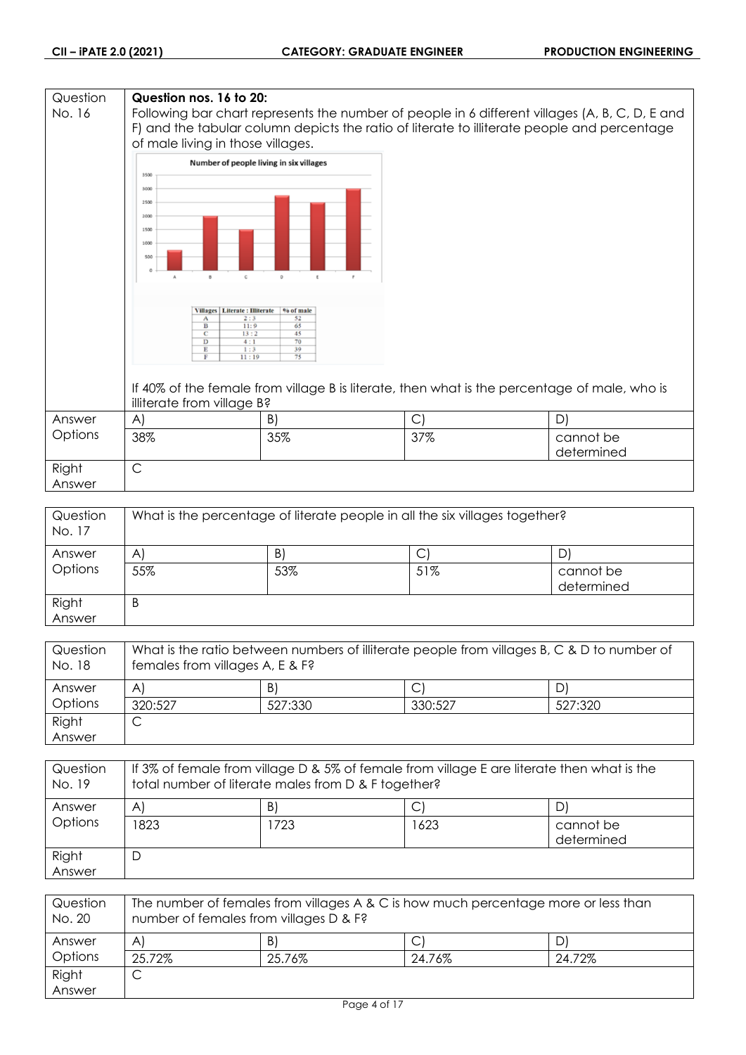| Question No. 16 | **Question nos. 16 to 20:** Following bar chart represents the number of people in 6 different villages (A, B, C, D, E and F) and the tabular column depicts the ratio of literate to illiterate people and percentage of male living in those villages. | | | |
|---|---|---|---|---|

**Number of people living in six villages**

| Villages | Literate : Illiterate | % of male |
|---|---|---|
| A | 2 : 3 | 52 |
| B | 11 : 9 | 65 |
| C | 13 : 2 | 45 |
| D | 4 : 1 | 70 |
| E | 1 : 3 | 39 |
| F | 11 : 19 | 75 |

If 40% of the female from village B is literate, then what is the percentage of male, who is illiterate from village B?

| Answer Options | A) 38% | B) 35% | C) 37% | D) cannot be determined |
|---|---|---|---|---|
| Right Answer | C | | | |

| Question No. 17 | What is the percentage of literate people in all the six villages together? | | | |
|---|---|---|---|---|
| Answer Options | A) 55% | B) 53% | C) 51% | D) cannot be determined |
| Right Answer | B | | | |

| Question No. 18 | What is the ratio between numbers of illiterate people from villages B, C & D to number of females from villages A, E & F? | | | |
|---|---|---|---|---|
| Answer Options | A) 320:527 | B) 527:330 | C) 330:527 | D) 527:320 |
| Right Answer | C | | | |

| Question No. 19 | If 3% of female from village D & 5% of female from village E are literate then what is the total number of literate males from D & F together? | | | |
|---|---|---|---|---|
| Answer Options | A) 1823 | B) 1723 | C) 1623 | D) cannot be determined |
| Right Answer | D | | | |

| Question No. 20 | The number of females from villages A & C is how much percentage more or less than number of females from villages D & F? | | | |
|---|---|---|---|---|
| Answer Options | A) 25.72% | B) 25.76% | C) 24.76% | D) 24.72% |
| Right Answer | C | | | |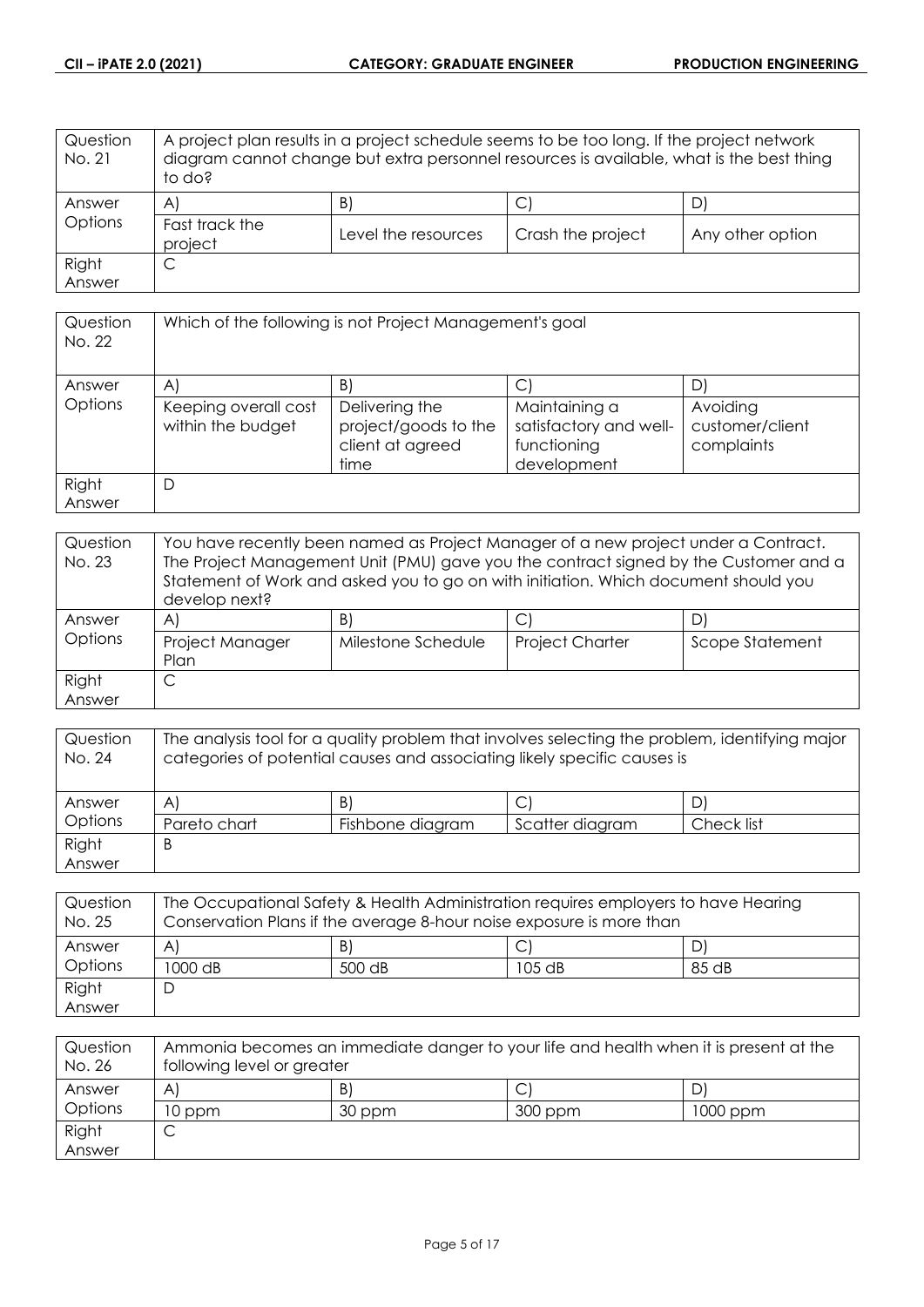| Question No. 21 | A project plan results in a project schedule seems to be too long. If the project network diagram cannot change but extra personnel resources is available, what is the best thing to do? | | | |
|---|---|---|---|---|
| Answer Options | A) | B) | C) | D) |
| | Fast track the project | Level the resources | Crash the project | Any other option |
| Right Answer | C | | | |

| Question No. 22 | Which of the following is not Project Management's goal | | | |
|---|---|---|---|---|
| Answer Options | A) | B) | C) | D) |
| | Keeping overall cost within the budget | Delivering the project/goods to the client at agreed time | Maintaining a satisfactory and well-functioning development | Avoiding customer/client complaints |
| Right Answer | D | | | |

| Question No. 23 | You have recently been named as Project Manager of a new project under a Contract. The Project Management Unit (PMU) gave you the contract signed by the Customer and a Statement of Work and asked you to go on with initiation. Which document should you develop next? | | | |
|---|---|---|---|---|
| Answer Options | A) | B) | C) | D) |
| | Project Manager Plan | Milestone Schedule | Project Charter | Scope Statement |
| Right Answer | C | | | |

| Question No. 24 | The analysis tool for a quality problem that involves selecting the problem, identifying major categories of potential causes and associating likely specific causes is | | | |
|---|---|---|---|---|
| Answer Options | A) | B) | C) | D) |
| | Pareto chart | Fishbone diagram | Scatter diagram | Check list |
| Right Answer | B | | | |

| Question No. 25 | The Occupational Safety & Health Administration requires employers to have Hearing Conservation Plans if the average 8-hour noise exposure is more than | | | |
|---|---|---|---|---|
| Answer Options | A) | B) | C) | D) |
| | 1000 dB | 500 dB | 105 dB | 85 dB |
| Right Answer | D | | | |

| Question No. 26 | Ammonia becomes an immediate danger to your life and health when it is present at the following level or greater | | | |
|---|---|---|---|---|
| Answer Options | A) | B) | C) | D) |
| | 10 ppm | 30 ppm | 300 ppm | 1000 ppm |
| Right Answer | C | | | |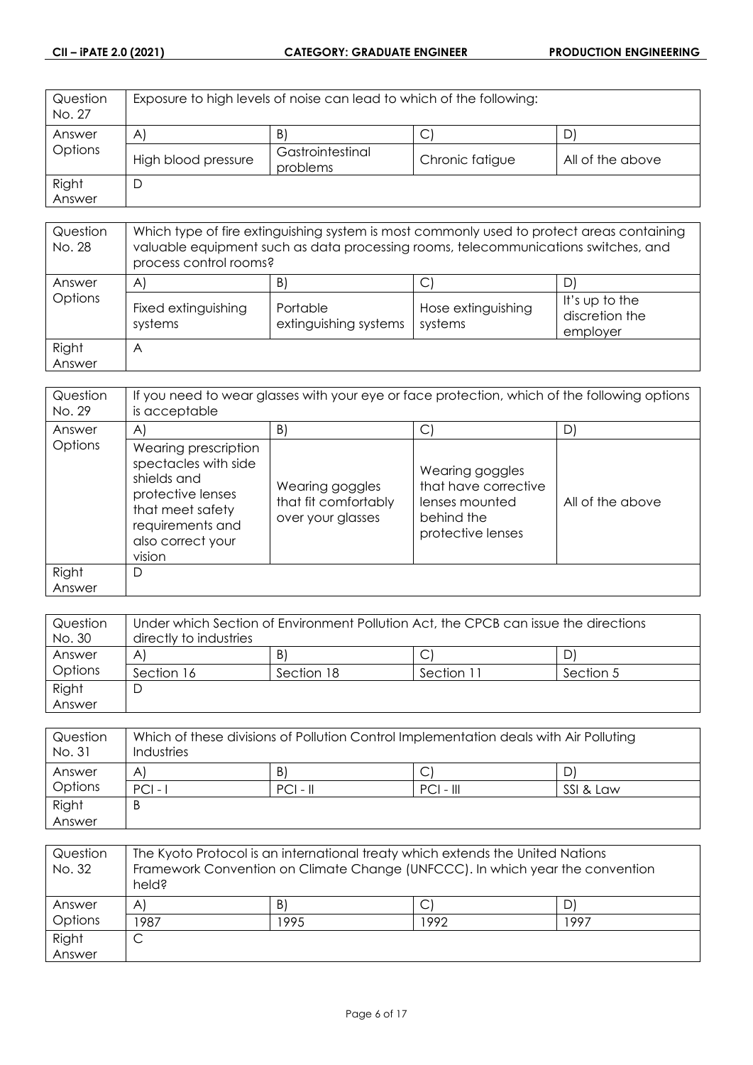| Question No. 27 | Exposure to high levels of noise can lead to which of the following: | | | |
|---|---|---|---|---|
| Answer Options | A) | B) | C) | D) |
| | High blood pressure | Gastrointestinal problems | Chronic fatigue | All of the above |
| Right Answer | D | | | |

| Question No. 28 | Which type of fire extinguishing system is most commonly used to protect areas containing valuable equipment such as data processing rooms, telecommunications switches, and process control rooms? | | | |
|---|---|---|---|---|
| Answer Options | A) | B) | C) | D) |
| | Fixed extinguishing systems | Portable extinguishing systems | Hose extinguishing systems | It's up to the discretion the employer |
| Right Answer | A | | | |

| Question No. 29 | If you need to wear glasses with your eye or face protection, which of the following options is acceptable | | | |
|---|---|---|---|---|
| Answer Options | A) | B) | C) | D) |
| | Wearing prescription spectacles with side shields and protective lenses that meet safety requirements and also correct your vision | Wearing goggles that fit comfortably over your glasses | Wearing goggles that have corrective lenses mounted behind the protective lenses | All of the above |
| Right Answer | D | | | |

| Question No. 30 | Under which Section of Environment Pollution Act, the CPCB can issue the directions directly to industries | | | |
|---|---|---|---|---|
| Answer Options | A) | B) | C) | D) |
| | Section 16 | Section 18 | Section 11 | Section 5 |
| Right Answer | D | | | |

| Question No. 31 | Which of these divisions of Pollution Control Implementation deals with Air Polluting Industries | | | |
|---|---|---|---|---|
| Answer Options | A) | B) | C) | D) |
| | PCI - I | PCI - II | PCI - III | SSI & Law |
| Right Answer | B | | | |

| Question No. 32 | The Kyoto Protocol is an international treaty which extends the United Nations Framework Convention on Climate Change (UNFCCC). In which year the convention held? | | | |
|---|---|---|---|---|
| Answer Options | A) | B) | C) | D) |
| | 1987 | 1995 | 1992 | 1997 |
| Right Answer | C | | | |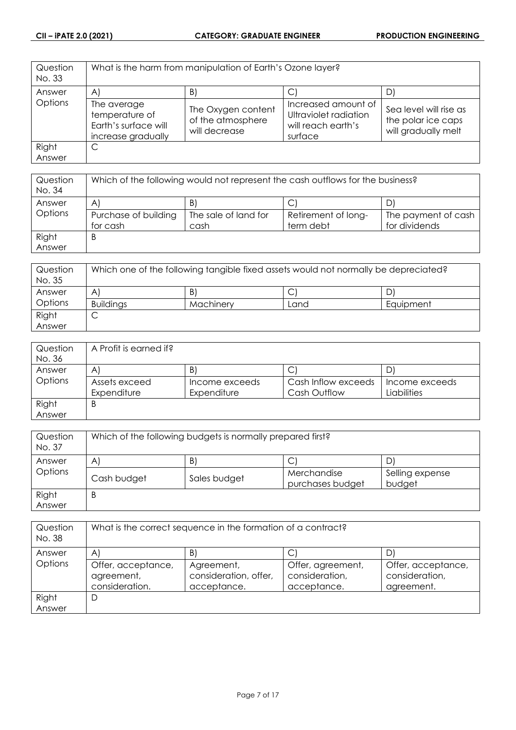| Question No. 33 | What is the harm from manipulation of Earth's Ozone layer? | | | |
|---|---|---|---|---|
| Answer Options | A) | B) | C) | D) |
| | The average temperature of Earth's surface will increase gradually | The Oxygen content of the atmosphere will decrease | Increased amount of Ultraviolet radiation will reach earth's surface | Sea level will rise as the polar ice caps will gradually melt |
| Right Answer | C | | | |

| Question No. 34 | Which of the following would not represent the cash outflows for the business? | | | |
|---|---|---|---|---|
| Answer Options | A) | B) | C) | D) |
| | Purchase of building for cash | The sale of land for cash | Retirement of long-term debt | The payment of cash for dividends |
| Right Answer | B | | | |

| Question No. 35 | Which one of the following tangible fixed assets would not normally be depreciated? | | | |
|---|---|---|---|---|
| Answer Options | A) | B) | C) | D) |
| | Buildings | Machinery | Land | Equipment |
| Right Answer | C | | | |

| Question No. 36 | A Profit is earned if? | | | |
|---|---|---|---|---|
| Answer Options | A) | B) | C) | D) |
| | Assets exceed Expenditure | Income exceeds Expenditure | Cash Inflow exceeds Cash Outflow | Income exceeds Liabilities |
| Right Answer | B | | | |

| Question No. 37 | Which of the following budgets is normally prepared first? | | | |
|---|---|---|---|---|
| Answer Options | A) | B) | C) | D) |
| | Cash budget | Sales budget | Merchandise purchases budget | Selling expense budget |
| Right Answer | B | | | |

| Question No. 38 | What is the correct sequence in the formation of a contract? | | | |
|---|---|---|---|---|
| Answer Options | A) | B) | C) | D) |
| | Offer, acceptance, agreement, consideration. | Agreement, consideration, offer, acceptance. | Offer, agreement, consideration, acceptance. | Offer, acceptance, consideration, agreement. |
| Right Answer | D | | | |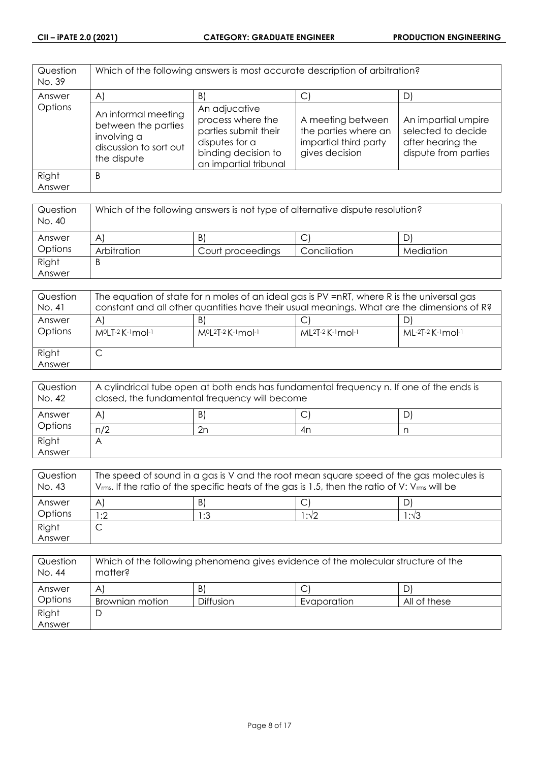| Question No. 39 | Which of the following answers is most accurate description of arbitration? | | | |
|---|---|---|---|---|
| Answer Options | A) | B) | C) | D) |
| | An informal meeting between the parties involving a discussion to sort out the dispute | An adjucative process where the parties submit their disputes for a binding decision to an impartial tribunal | A meeting between the parties where an impartial third party gives decision | An impartial umpire selected to decide after hearing the dispute from parties |
| Right Answer | B | | | |

| Question No. 40 | Which of the following answers is not type of alternative dispute resolution? | | | |
|---|---|---|---|---|
| Answer Options | A) | B) | C) | D) |
| | Arbitration | Court proceedings | Conciliation | Mediation |
| Right Answer | B | | | |

| Question No. 41 | The equation of state for n moles of an ideal gas is PV =nRT, where R is the universal gas constant and all other quantities have their usual meanings. What are the dimensions of R? | | | |
|---|---|---|---|---|
| Answer Options | A) | B) | C) | D) |
| | $M^0LT^{-2}K^{-1}mol^{-1}$ | $M^0L^2T^{-2}K^{-1}mol^{-1}$ | $ML^2T^{-2}K^{-1}mol^{-1}$ | $ML^{-2}T^{-2}K^{-1}mol^{-1}$ |
| Right Answer | C | | | |

| Question No. 42 | A cylindrical tube open at both ends has fundamental frequency n. If one of the ends is closed, the fundamental frequency will become | | | |
|---|---|---|---|---|
| Answer Options | A) | B) | C) | D) |
| | n/2 | 2n | 4n | n |
| Right Answer | A | | | |

| Question No. 43 | The speed of sound in a gas is V and the root mean square speed of the gas molecules is $V_{rms}$. If the ratio of the specific heats of the gas is 1.5, then the ratio of V: $V_{rms}$ will be | | | |
|---|---|---|---|---|
| Answer Options | A) | B) | C) | D) |
| | 1:2 | 1:3 | $1:\sqrt{2}$ | $1:\sqrt{3}$ |
| Right Answer | C | | | |

| Question No. 44 | Which of the following phenomena gives evidence of the molecular structure of the matter? | | | |
|---|---|---|---|---|
| Answer Options | A) | B) | C) | D) |
| | Brownian motion | Diffusion | Evaporation | All of these |
| Right Answer | D | | | |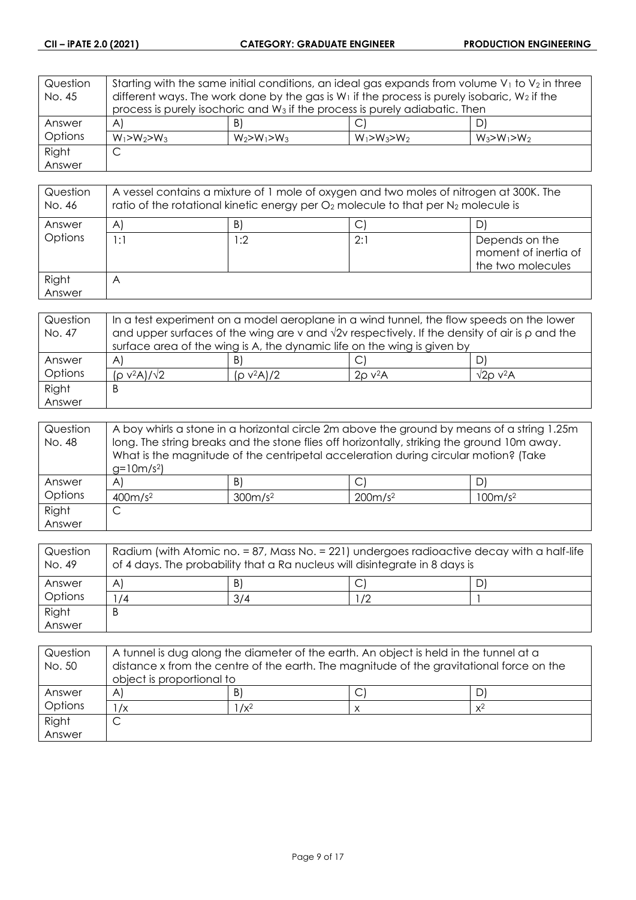| Question No. 45 | Starting with the same initial conditions, an ideal gas expands from volume $V_1$ to $V_2$ in three different ways. The work done by the gas is $W_1$ if the process is purely isobaric, $W_2$ if the process is purely isochoric and $W_3$ if the process is purely adiabatic. Then | | |
|---|---|---|---|
| Answer Options | A) $W_1>W_2>W_3$ | B) $W_2>W_1>W_3$ | C) $W_1>W_3>W_2$ | D) $W_3>W_1>W_2$ |
| Right Answer | C | | | |

| Question No. 46 | A vessel contains a mixture of 1 mole of oxygen and two moles of nitrogen at 300K. The ratio of the rotational kinetic energy per $O_2$ molecule to that per $N_2$ molecule is | | | |
|---|---|---|---|---|
| Answer Options | A) 1:1 | B) 1:2 | C) 2:1 | D) Depends on the moment of inertia of the two molecules |
| Right Answer | A | | | |

| Question No. 47 | In a test experiment on a model aeroplane in a wind tunnel, the flow speeds on the lower and upper surfaces of the wing are v and $\sqrt{2}$v respectively. If the density of air is ρ and the surface area of the wing is A, the dynamic life on the wing is given by | | | |
|---|---|---|---|---|
| Answer Options | A) $(\rho v^2A)/\sqrt{2}$ | B) $(\rho v^2A)/2$ | C) $2\rho v^2A$ | D) $\sqrt{2}\rho v^2A$ |
| Right Answer | B | | | |

| Question No. 48 | A boy whirls a stone in a horizontal circle 2m above the ground by means of a string 1.25m long. The string breaks and the stone flies off horizontally, striking the ground 10m away. What is the magnitude of the centripetal acceleration during circular motion? (Take $g=10m/s^2$) | | | |
|---|---|---|---|---|
| Answer Options | A) $400m/s^2$ | B) $300m/s^2$ | C) $200m/s^2$ | D) $100m/s^2$ |
| Right Answer | C | | | |

| Question No. 49 | Radium (with Atomic no. = 87, Mass No. = 221) undergoes radioactive decay with a half-life of 4 days. The probability that a Ra nucleus will disintegrate in 8 days is | | | |
|---|---|---|---|---|
| Answer Options | A) 1/4 | B) 3/4 | C) 1/2 | D) 1 |
| Right Answer | B | | | |

| Question No. 50 | A tunnel is dug along the diameter of the earth. An object is held in the tunnel at a distance x from the centre of the earth. The magnitude of the gravitational force on the object is proportional to | | | |
|---|---|---|---|---|
| Answer Options | A) $1/x$ | B) $1/x^2$ | C) $x$ | D) $x^2$ |
| Right Answer | C | | | |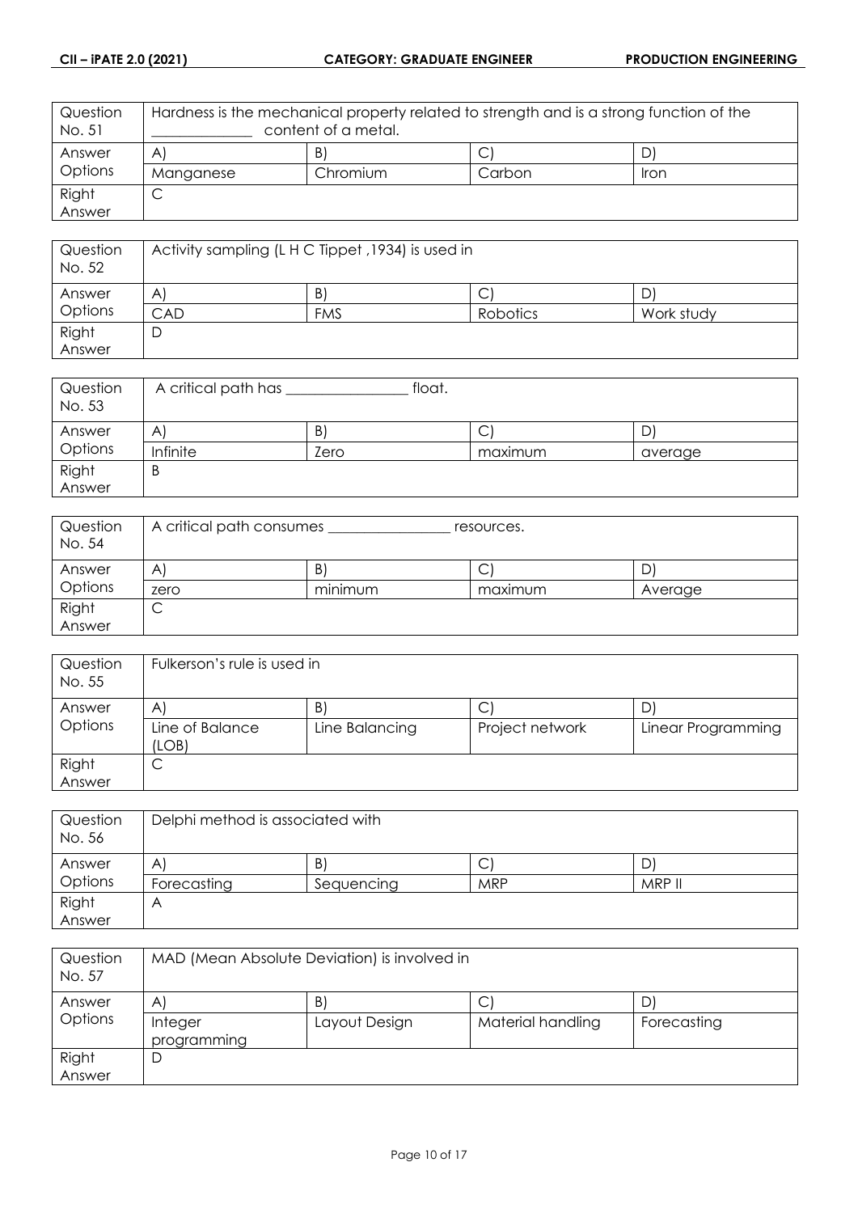| Question No. 51 | Hardness is the mechanical property related to strength and is a strong function of the _____________ content of a metal. | | | |
|---|---|---|---|---|
| Answer Options | A) | B) | C) | D) |
| | Manganese | Chromium | Carbon | Iron |
| Right Answer | C | | | |

| Question No. 52 | Activity sampling (L H C Tippet ,1934) is used in | | | |
|---|---|---|---|---|
| Answer Options | A) | B) | C) | D) |
| | CAD | FMS | Robotics | Work study |
| Right Answer | D | | | |

| Question No. 53 | A critical path has _______________ float. | | | |
|---|---|---|---|---|
| Answer Options | A) | B) | C) | D) |
| | Infinite | Zero | maximum | average |
| Right Answer | B | | | |

| Question No. 54 | A critical path consumes _______________ resources. | | | |
|---|---|---|---|---|
| Answer Options | A) | B) | C) | D) |
| | zero | minimum | maximum | Average |
| Right Answer | C | | | |

| Question No. 55 | Fulkerson's rule is used in | | | |
|---|---|---|---|---|
| Answer Options | A) | B) | C) | D) |
| | Line of Balance (LOB) | Line Balancing | Project network | Linear Programming |
| Right Answer | C | | | |

| Question No. 56 | Delphi method is associated with | | | |
|---|---|---|---|---|
| Answer Options | A) | B) | C) | D) |
| | Forecasting | Sequencing | MRP | MRP II |
| Right Answer | A | | | |

| Question No. 57 | MAD (Mean Absolute Deviation) is involved in | | | |
|---|---|---|---|---|
| Answer Options | A) | B) | C) | D) |
| | Integer programming | Layout Design | Material handling | Forecasting |
| Right Answer | D | | | |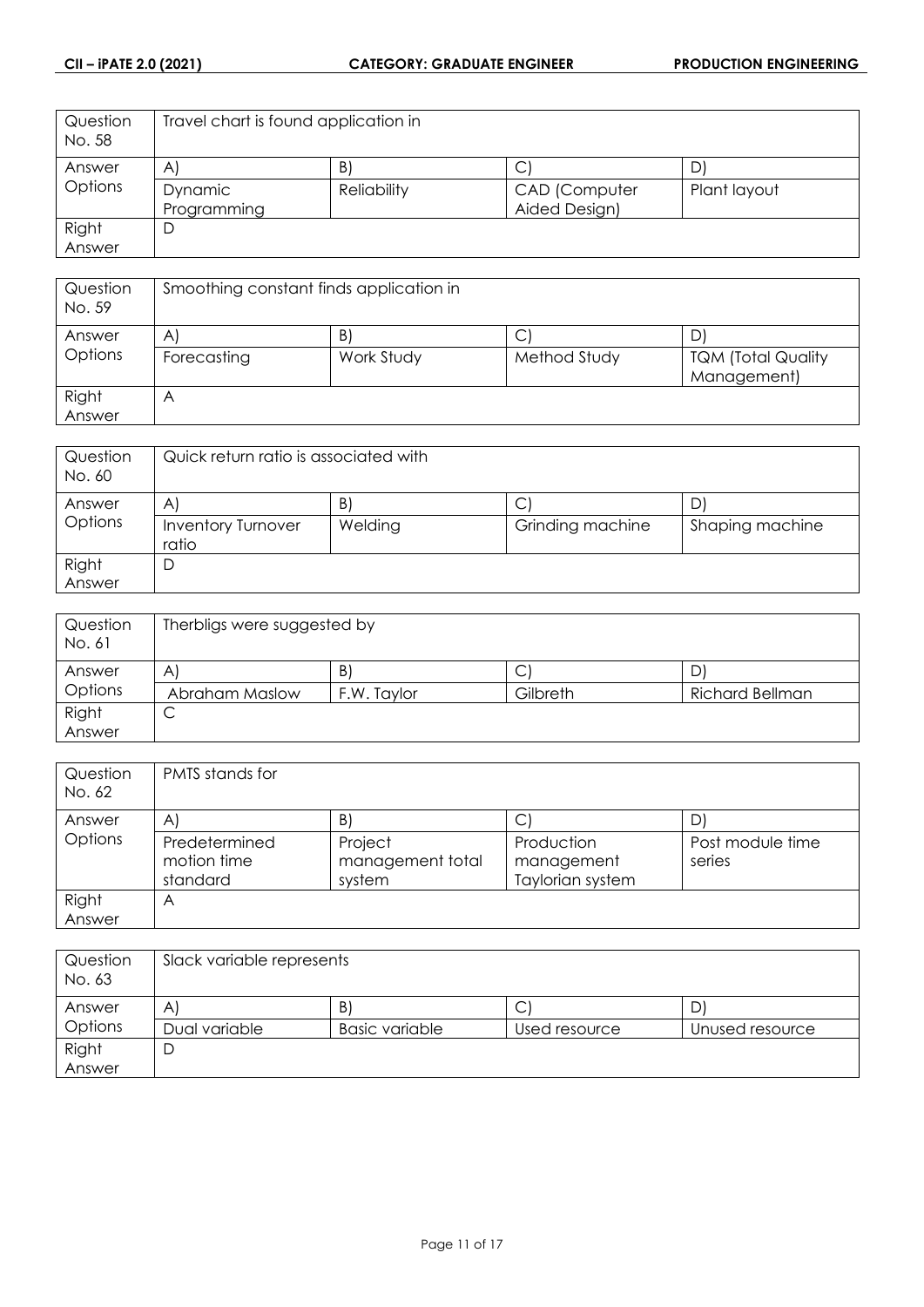| Question No. 58 | Travel chart is found application in | | | |
|---|---|---|---|---|
| Answer Options | A) | B) | C) | D) |
| | Dynamic Programming | Reliability | CAD (Computer Aided Design) | Plant layout |
| Right Answer | D | | | |

| Question No. 59 | Smoothing constant finds application in | | | |
|---|---|---|---|---|
| Answer Options | A) | B) | C) | D) |
| | Forecasting | Work Study | Method Study | TQM (Total Quality Management) |
| Right Answer | A | | | |

| Question No. 60 | Quick return ratio is associated with | | | |
|---|---|---|---|---|
| Answer Options | A) | B) | C) | D) |
| | Inventory Turnover ratio | Welding | Grinding machine | Shaping machine |
| Right Answer | D | | | |

| Question No. 61 | Therbligs were suggested by | | | |
|---|---|---|---|---|
| Answer Options | A) | B) | C) | D) |
| | Abraham Maslow | F.W. Taylor | Gilbreth | Richard Bellman |
| Right Answer | C | | | |

| Question No. 62 | PMTS stands for | | | |
|---|---|---|---|---|
| Answer Options | A) | B) | C) | D) |
| | Predetermined motion time standard | Project management total system | Production management Taylorian system | Post module time series |
| Right Answer | A | | | |

| Question No. 63 | Slack variable represents | | | |
|---|---|---|---|---|
| Answer Options | A) | B) | C) | D) |
| | Dual variable | Basic variable | Used resource | Unused resource |
| Right Answer | D | | | |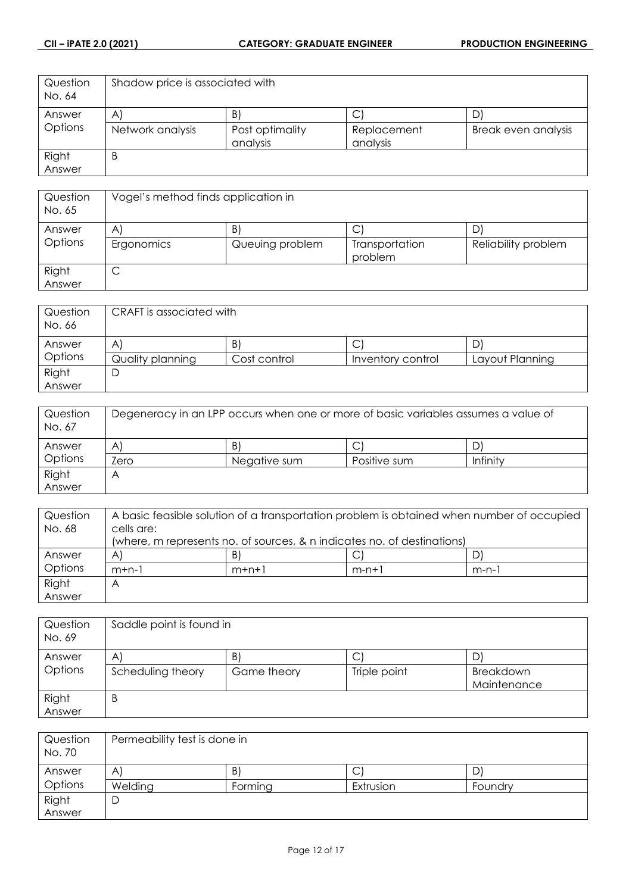| Question No. 64 | Shadow price is associated with | | | |
|---|---|---|---|---|
| Answer Options | A) | B) | C) | D) |
| | Network analysis | Post optimality analysis | Replacement analysis | Break even analysis |
| Right Answer | B | | | |

| Question No. 65 | Vogel's method finds application in | | | |
|---|---|---|---|---|
| Answer Options | A) | B) | C) | D) |
| | Ergonomics | Queuing problem | Transportation problem | Reliability problem |
| Right Answer | C | | | |

| Question No. 66 | CRAFT is associated with | | | |
|---|---|---|---|---|
| Answer Options | A) | B) | C) | D) |
| | Quality planning | Cost control | Inventory control | Layout Planning |
| Right Answer | D | | | |

| Question No. 67 | Degeneracy in an LPP occurs when one or more of basic variables assumes a value of | | | |
|---|---|---|---|---|
| Answer Options | A) | B) | C) | D) |
| | Zero | Negative sum | Positive sum | Infinity |
| Right Answer | A | | | |

| Question No. 68 | A basic feasible solution of a transportation problem is obtained when number of occupied cells are: (where, m represents no. of sources, & n indicates no. of destinations) | | | |
|---|---|---|---|---|
| Answer Options | A) | B) | C) | D) |
| | $m+n-1$ | $m+n+1$ | $m-n+1$ | $m-n-1$ |
| Right Answer | A | | | |

| Question No. 69 | Saddle point is found in | | | |
|---|---|---|---|---|
| Answer Options | A) | B) | C) | D) |
| | Scheduling theory | Game theory | Triple point | Breakdown Maintenance |
| Right Answer | B | | | |

| Question No. 70 | Permeability test is done in | | | |
|---|---|---|---|---|
| Answer Options | A) | B) | C) | D) |
| | Welding | Forming | Extrusion | Foundry |
| Right Answer | D | | | |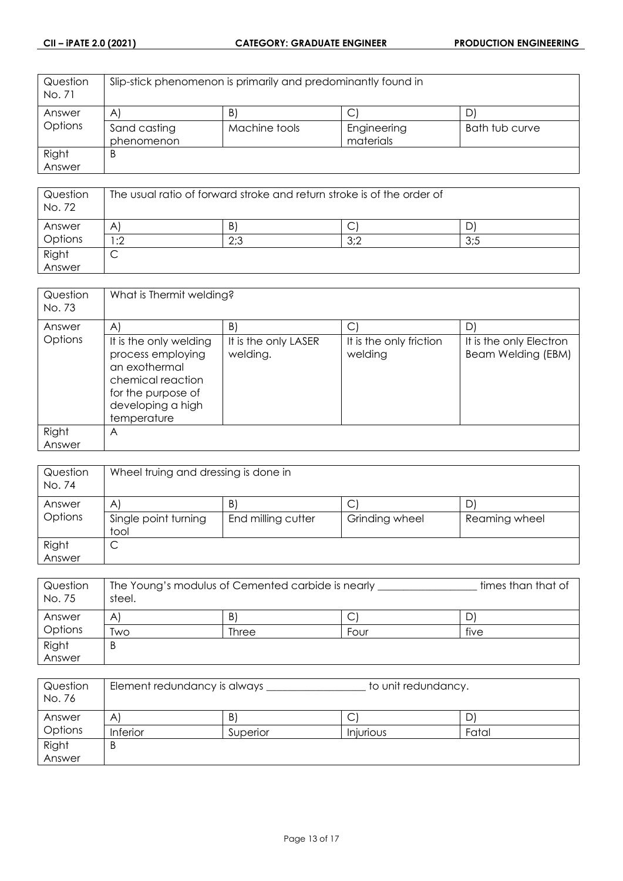| Question No. 71 | Slip-stick phenomenon is primarily and predominantly found in | | | |
|---|---|---|---|---|
| Answer Options | A) | B) | C) | D) |
| | Sand casting phenomenon | Machine tools | Engineering materials | Bath tub curve |
| Right Answer | B | | | |

| Question No. 72 | The usual ratio of forward stroke and return stroke is of the order of | | | |
|---|---|---|---|---|
| Answer Options | A) | B) | C) | D) |
| | 1:2 | 2;3 | 3;2 | 3;5 |
| Right Answer | C | | | |

| Question No. 73 | What is Thermit welding? | | | |
|---|---|---|---|---|
| Answer Options | A) | B) | C) | D) |
| | It is the only welding process employing an exothermal chemical reaction for the purpose of developing a high temperature | It is the only LASER welding. | It is the only friction welding | It is the only Electron Beam Welding (EBM) |
| Right Answer | A | | | |

| Question No. 74 | Wheel truing and dressing is done in | | | |
|---|---|---|---|---|
| Answer Options | A) | B) | C) | D) |
| | Single point turning tool | End milling cutter | Grinding wheel | Reaming wheel |
| Right Answer | C | | | |

| Question No. 75 | The Young's modulus of Cemented carbide is nearly __________________ times than that of steel. | | | |
|---|---|---|---|---|
| Answer Options | A) | B) | C) | D) |
| | Two | Three | Four | five |
| Right Answer | B | | | |

| Question No. 76 | Element redundancy is always __________________ to unit redundancy. | | | |
|---|---|---|---|---|
| Answer Options | A) | B) | C) | D) |
| | Inferior | Superior | Injurious | Fatal |
| Right Answer | B | | | |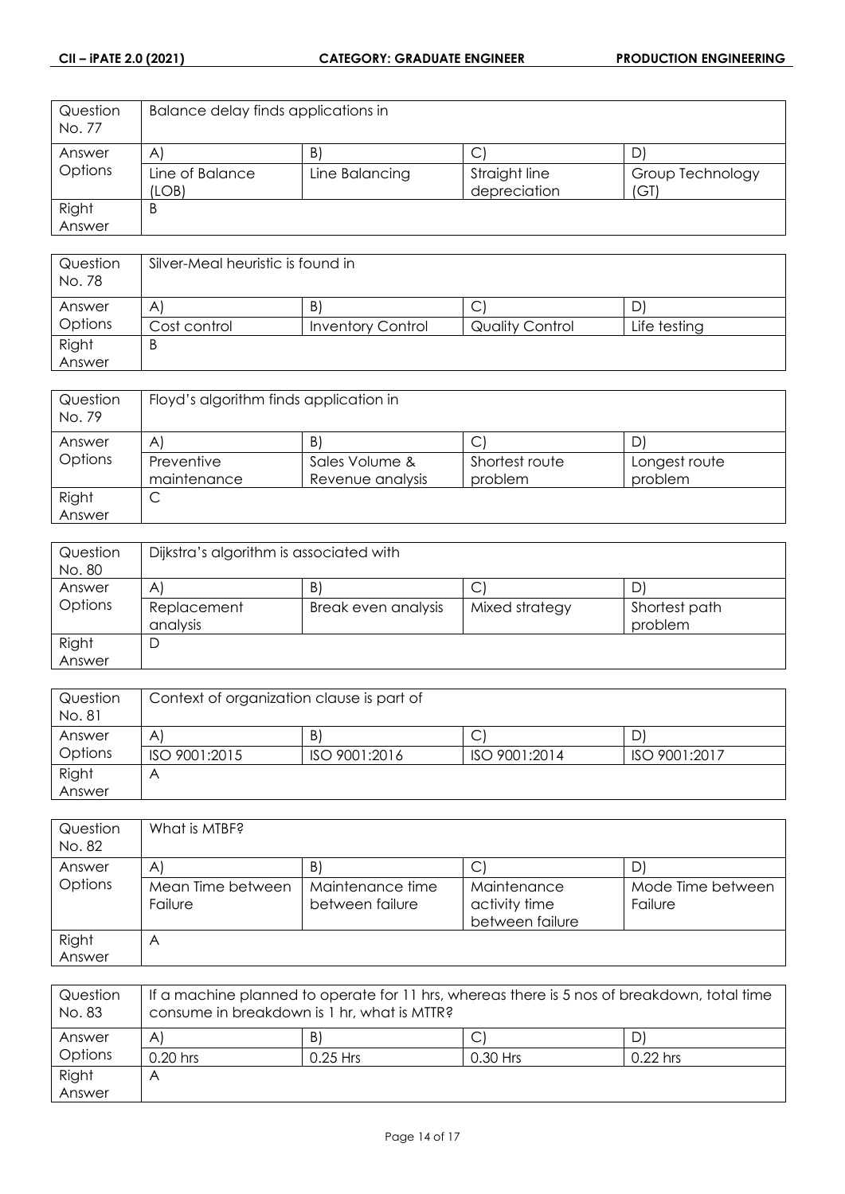| Question No. 77 | Balance delay finds applications in | | | |
|---|---|---|---|---|
| Answer Options | A) | B) | C) | D) |
| | Line of Balance (LOB) | Line Balancing | Straight line depreciation | Group Technology (GT) |
| Right Answer | B | | | |

| Question No. 78 | Silver-Meal heuristic is found in | | | |
|---|---|---|---|---|
| Answer Options | A) | B) | C) | D) |
| | Cost control | Inventory Control | Quality Control | Life testing |
| Right Answer | B | | | |

| Question No. 79 | Floyd's algorithm finds application in | | | |
|---|---|---|---|---|
| Answer Options | A) | B) | C) | D) |
| | Preventive maintenance | Sales Volume & Revenue analysis | Shortest route problem | Longest route problem |
| Right Answer | C | | | |

| Question No. 80 | Dijkstra's algorithm is associated with | | | |
|---|---|---|---|---|
| Answer Options | A) | B) | C) | D) |
| | Replacement analysis | Break even analysis | Mixed strategy | Shortest path problem |
| Right Answer | D | | | |

| Question No. 81 | Context of organization clause is part of | | | |
|---|---|---|---|---|
| Answer Options | A) | B) | C) | D) |
| | ISO 9001:2015 | ISO 9001:2016 | ISO 9001:2014 | ISO 9001:2017 |
| Right Answer | A | | | |

| Question No. 82 | What is MTBF? | | | |
|---|---|---|---|---|
| Answer Options | A) | B) | C) | D) |
| | Mean Time between Failure | Maintenance time between failure | Maintenance activity time between failure | Mode Time between Failure |
| Right Answer | A | | | |

| Question No. 83 | If a machine planned to operate for 11 hrs, whereas there is 5 nos of breakdown, total time consume in breakdown is 1 hr, what is MTTR? | | | |
|---|---|---|---|---|
| Answer Options | A) | B) | C) | D) |
| | 0.20 hrs | 0.25 Hrs | 0.30 Hrs | 0.22 hrs |
| Right Answer | A | | | |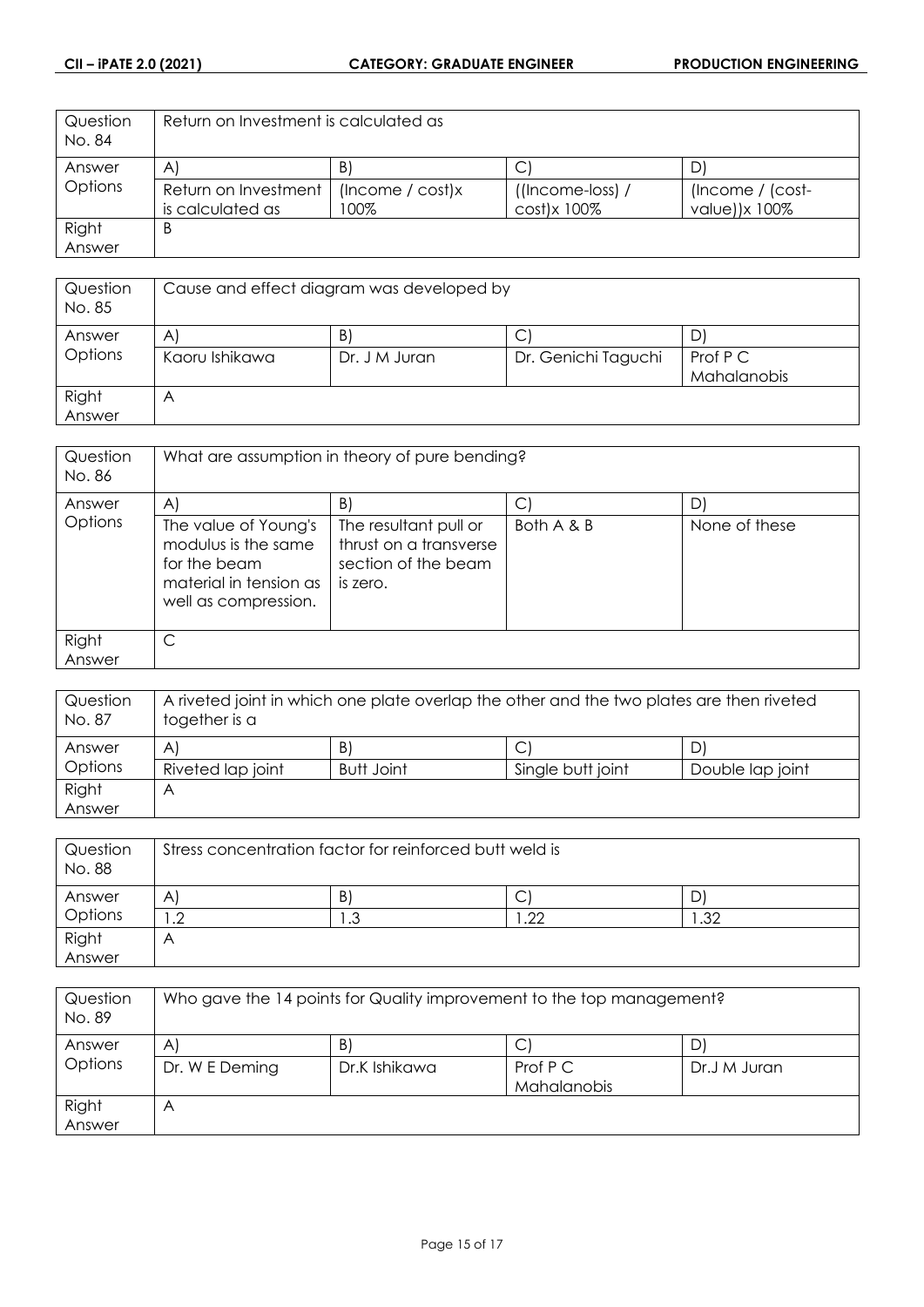| Question No. 84 | Return on Investment is calculated as | | | |
|---|---|---|---|---|
| Answer Options | A) | B) | C) | D) |
| | Return on Investment is calculated as | (Income / cost)x 100% | ((Income-loss) / cost)x 100% | (Income / (cost-value))x 100% |
| Right Answer | B | | | |

| Question No. 85 | Cause and effect diagram was developed by | | | |
|---|---|---|---|---|
| Answer Options | A) | B) | C) | D) |
| | Kaoru Ishikawa | Dr. J M Juran | Dr. Genichi Taguchi | Prof P C Mahalanobis |
| Right Answer | A | | | |

| Question No. 86 | What are assumption in theory of pure bending? | | | |
|---|---|---|---|---|
| Answer Options | A) | B) | C) | D) |
| | The value of Young's modulus is the same for the beam material in tension as well as compression. | The resultant pull or thrust on a transverse section of the beam is zero. | Both A & B | None of these |
| Right Answer | C | | | |

| Question No. 87 | A riveted joint in which one plate overlap the other and the two plates are then riveted together is a | | | |
|---|---|---|---|---|
| Answer Options | A) | B) | C) | D) |
| | Riveted lap joint | Butt Joint | Single butt joint | Double lap joint |
| Right Answer | A | | | |

| Question No. 88 | Stress concentration factor for reinforced butt weld is | | | |
|---|---|---|---|---|
| Answer Options | A) | B) | C) | D) |
| | 1.2 | 1.3 | 1.22 | 1.32 |
| Right Answer | A | | | |

| Question No. 89 | Who gave the 14 points for Quality improvement to the top management? | | | |
|---|---|---|---|---|
| Answer Options | A) | B) | C) | D) |
| | Dr. W E Deming | Dr.K Ishikawa | Prof P C Mahalanobis | Dr.J M Juran |
| Right Answer | A | | | |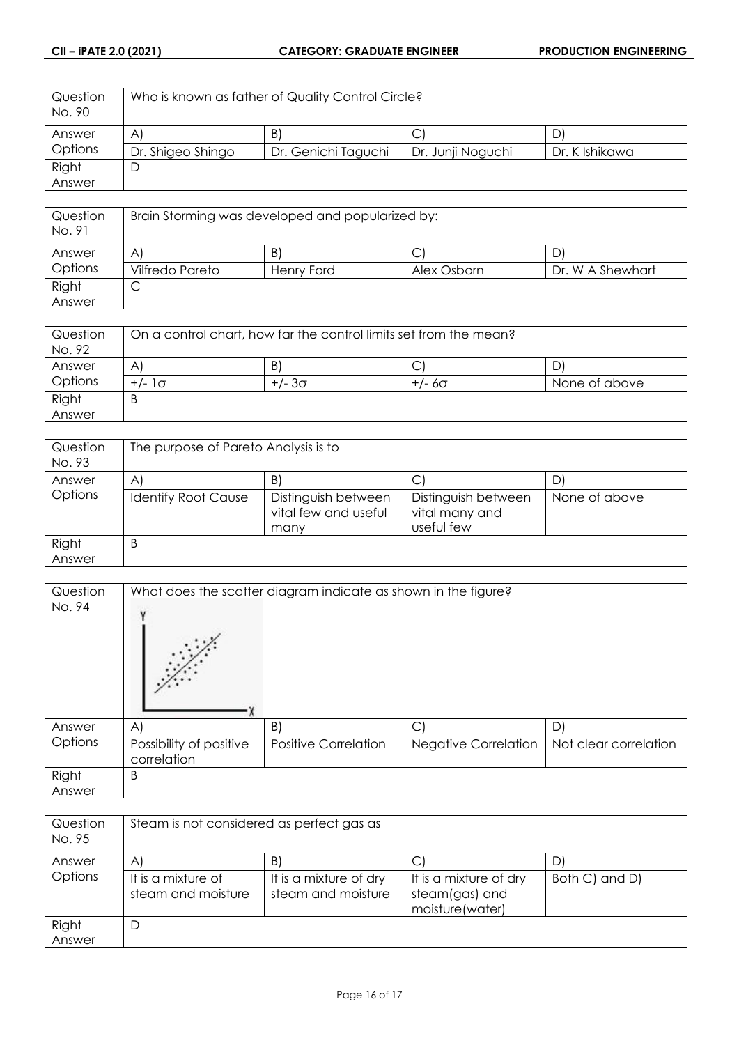| Question No. 90 | Who is known as father of Quality Control Circle? | | | |
|---|---|---|---|---|
| Answer Options | A) | B) | C) | D) |
| | Dr. Shigeo Shingo | Dr. Genichi Taguchi | Dr. Junji Noguchi | Dr. K Ishikawa |
| Right Answer | D | | | |

| Question No. 91 | Brain Storming was developed and popularized by: | | | |
|---|---|---|---|---|
| Answer Options | A) | B) | C) | D) |
| | Vilfredo Pareto | Henry Ford | Alex Osborn | Dr. W A Shewhart |
| Right Answer | C | | | |

| Question No. 92 | On a control chart, how far the control limits set from the mean? | | | |
|---|---|---|---|---|
| Answer Options | A) | B) | C) | D) |
| | $+/- 1\sigma$ | $+/- 3\sigma$ | $+/- 6\sigma$ | None of above |
| Right Answer | B | | | |

| Question No. 93 | The purpose of Pareto Analysis is to | | | |
|---|---|---|---|---|
| Answer Options | A) | B) | C) | D) |
| | Identify Root Cause | Distinguish between vital few and useful many | Distinguish between vital many and useful few | None of above |
| Right Answer | B | | | |

| Question No. 94 | What does the scatter diagram indicate as shown in the figure? | | | |
|---|---|---|---|---|
| Answer Options | A) | B) | C) | D) |
| | Possibility of positive correlation | Positive Correlation | Negative Correlation | Not clear correlation |
| Right Answer | B | | | |

| Question No. 95 | Steam is not considered as perfect gas as | | | |
|---|---|---|---|---|
| Answer Options | A) | B) | C) | D) |
| | It is a mixture of steam and moisture | It is a mixture of dry steam and moisture | It is a mixture of dry steam(gas) and moisture(water) | Both C) and D) |
| Right Answer | D | | | |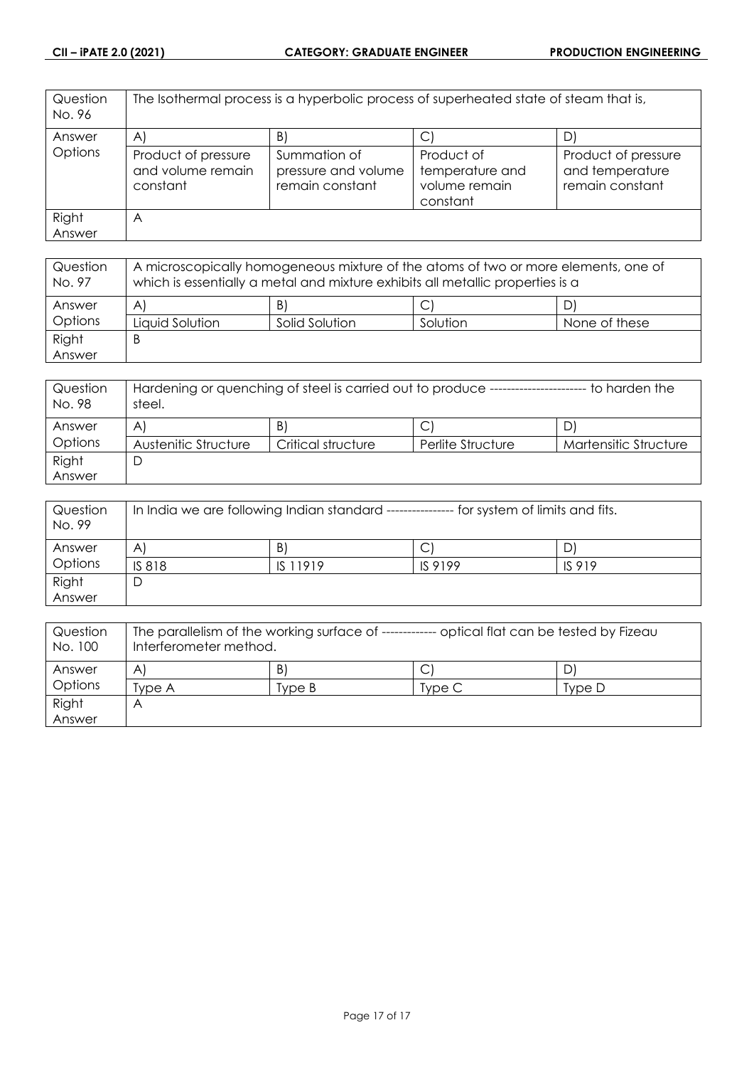| Question No. 96 | The Isothermal process is a hyperbolic process of superheated state of steam that is, | | | |
|---|---|---|---|---|
| Answer Options | A) | B) | C) | D) |
| | Product of pressure and volume remain constant | Summation of pressure and volume remain constant | Product of temperature and volume remain constant | Product of pressure and temperature remain constant |
| Right Answer | A | | | |

| Question No. 97 | A microscopically homogeneous mixture of the atoms of two or more elements, one of which is essentially a metal and mixture exhibits all metallic properties is a | | | |
|---|---|---|---|---|
| Answer Options | A) | B) | C) | D) |
| | Liquid Solution | Solid Solution | Solution | None of these |
| Right Answer | B | | | |

| Question No. 98 | Hardening or quenching of steel is carried out to produce ----------------------- to harden the steel. | | | |
|---|---|---|---|---|
| Answer Options | A) | B) | C) | D) |
| | Austenitic Structure | Critical structure | Perlite Structure | Martensitic Structure |
| Right Answer | D | | | |

| Question No. 99 | In India we are following Indian standard ---------------- for system of limits and fits. | | | |
|---|---|---|---|---|
| Answer Options | A) | B) | C) | D) |
| | IS 818 | IS 11919 | IS 9199 | IS 919 |
| Right Answer | D | | | |

| Question No. 100 | The parallelism of the working surface of ------------- optical flat can be tested by Fizeau Interferometer method. | | | |
|---|---|---|---|---|
| Answer Options | A) | B) | C) | D) |
| | Type A | Type B | Type C | Type D |
| Right Answer | A | | | |